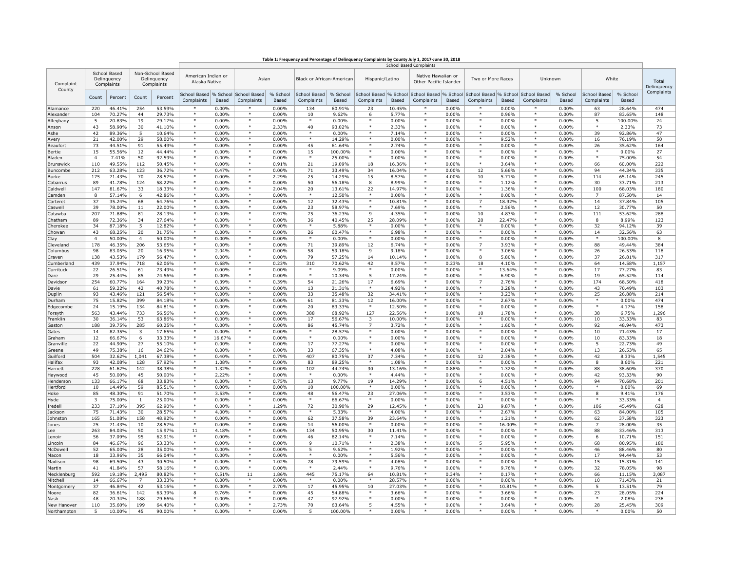**Table 1: Frequency and Percentage of Delinquency Complaints by County July 1, 2017-June 30, 2018**

| Complaint County | School Based Delinquency Complaints | | Non-School Based Delinquency Complaints | | School Based Complaints | | | | | | | | | | | | | | | | Total Delinquency Complaints |
|---|---|---|---|---|---|---|---|---|---|---|---|---|---|---|---|---|---|---|---|---|---|
| | | | | | American Indian or Alaska Native | | Asian | | Black or African-American | | Hispanic/Latino | | Native Hawaiian or Other Pacific Islander | | Two or More Races | | Unknown | | White | | |
| | Count | Percent | Count | Percent | School Based Complaints | % School Based | School Based Complaints | % School Based | School Based Complaints | % School Based | School Based Complaints | % School Based | School Based Complaints | % School Based | School Based Complaints | % School Based | School Based Complaints | % School Based | School Based Complaints | % School Based | |
| Alamance | 220 | 46.41% | 254 | 53.59% | * | 0.00% | * | 0.00% | 134 | 60.91% | 23 | 10.45% | * | 0.00% | * | 0.00% | * | 0.00% | 63 | 28.64% | 474 |
| Alexander | 104 | 70.27% | 44 | 29.73% | * | 0.00% | * | 0.00% | 10 | 9.62% | 6 | 5.77% | * | 0.00% | * | 0.96% | * | 0.00% | 87 | 83.65% | 148 |
| Alleghany | 5 | 20.83% | 19 | 79.17% | * | 0.00% | * | 0.00% | * | 0.00% | * | 0.00% | * | 0.00% | * | 0.00% | * | 0.00% | 5 | 100.00% | 24 |
| Anson | 43 | 58.90% | 30 | 41.10% | * | 0.00% | * | 2.33% | 40 | 93.02% | * | 2.33% | * | 0.00% | * | 0.00% | * | 0.00% | * | 2.33% | 73 |
| Ashe | 42 | 89.36% | 5 | 10.64% | * | 0.00% | * | 0.00% | * | 0.00% | * | 7.14% | * | 0.00% | * | 0.00% | * | 0.00% | 39 | 92.86% | 47 |
| Avery | 21 | 42.00% | 29 | 58.00% | * | 0.00% | * | 0.00% | * | 14.29% | * | 0.00% | * | 0.00% | * | 9.52% | * | 0.00% | 16 | 76.19% | 50 |
| Beaufort | 73 | 44.51% | 91 | 55.49% | * | 0.00% | * | 0.00% | 45 | 61.64% | * | 2.74% | * | 0.00% | * | 0.00% | * | 0.00% | 26 | 35.62% | 164 |
| Bertie | 15 | 55.56% | 12 | 44.44% | * | 0.00% | * | 0.00% | 15 | 100.00% | * | 0.00% | * | 0.00% | * | 0.00% | * | 0.00% | * | 0.00% | 27 |
| Bladen | 4 | 7.41% | 50 | 92.59% | * | 0.00% | * | 0.00% | * | 25.00% | * | 0.00% | * | 0.00% | * | 0.00% | * | 0.00% | * | 75.00% | 54 |
| Brunswick | 110 | 49.55% | 112 | 50.45% | * | 0.00% | * | 0.91% | 21 | 19.09% | 18 | 16.36% | * | 0.00% | * | 3.64% | * | 0.00% | 66 | 60.00% | 222 |
| Buncombe | 212 | 63.28% | 123 | 36.72% | * | 0.47% | * | 0.00% | 71 | 33.49% | 34 | 16.04% | * | 0.00% | 12 | 5.66% | * | 0.00% | 94 | 44.34% | 335 |
| Burke | 175 | 71.43% | 70 | 28.57% | * | 0.00% | * | 2.29% | 25 | 14.29% | 15 | 8.57% | * | 4.00% | 10 | 5.71% | * | 0.00% | 114 | 65.14% | 245 |
| Cabarrus | 89 | 41.78% | 124 | 58.22% | * | 0.00% | * | 0.00% | 50 | 56.18% | 8 | 8.99% | * | 0.00% | * | 1.12% | * | 0.00% | 30 | 33.71% | 213 |
| Caldwell | 147 | 81.67% | 33 | 18.33% | * | 0.00% | * | 2.04% | 20 | 13.61% | 22 | 14.97% | * | 0.00% | * | 1.36% | * | 0.00% | 100 | 68.03% | 180 |
| Camden | 8 | 57.14% | 6 | 42.86% | * | 0.00% | * | 0.00% | * | 12.50% | * | 0.00% | * | 0.00% | * | 0.00% | * | 0.00% | 7 | 87.50% | 14 |
| Carteret | 37 | 35.24% | 68 | 64.76% | * | 0.00% | * | 0.00% | 12 | 32.43% | * | 10.81% | * | 0.00% | 7 | 18.92% | * | 0.00% | 14 | 37.84% | 105 |
| Caswell | 39 | 78.00% | 11 | 22.00% | * | 0.00% | * | 0.00% | 23 | 58.97% | * | 7.69% | * | 0.00% | * | 2.56% | * | 0.00% | 12 | 30.77% | 50 |
| Catawba | 207 | 71.88% | 81 | 28.13% | * | 0.00% | * | 0.97% | 75 | 36.23% | 9 | 4.35% | * | 0.00% | 10 | 4.83% | * | 0.00% | 111 | 53.62% | 288 |
| Chatham | 89 | 72.36% | 34 | 27.64% | * | 0.00% | * | 0.00% | 36 | 40.45% | 25 | 28.09% | * | 0.00% | 20 | 22.47% | * | 0.00% | 8 | 8.99% | 123 |
| Cherokee | 34 | 87.18% | 5 | 12.82% | * | 0.00% | * | 0.00% | * | 5.88% | * | 0.00% | * | 0.00% | * | 0.00% | * | 0.00% | 32 | 94.12% | 39 |
| Chowan | 43 | 68.25% | 20 | 31.75% | * | 0.00% | * | 0.00% | 26 | 60.47% | * | 6.98% | * | 0.00% | * | 0.00% | * | 0.00% | 14 | 32.56% | 63 |
| Clay | 4 | 50.00% | 4 | 50.00% | * | 0.00% | * | 0.00% | * | 0.00% | * | 0.00% | * | 0.00% | * | 0.00% | * | 0.00% | * | 100.00% | 8 |
| Cleveland | 178 | 46.35% | 206 | 53.65% | * | 0.00% | * | 0.00% | 71 | 39.89% | 12 | 6.74% | * | 0.00% | 7 | 3.93% | * | 0.00% | 88 | 49.44% | 384 |
| Columbus | 98 | 83.05% | 20 | 16.95% | * | 2.04% | * | 0.00% | 58 | 59.18% | 9 | 9.18% | * | 0.00% | * | 3.06% | * | 0.00% | 26 | 26.53% | 118 |
| Craven | 138 | 43.53% | 179 | 56.47% | * | 0.00% | * | 0.00% | 79 | 57.25% | 14 | 10.14% | * | 0.00% | 8 | 5.80% | * | 0.00% | 37 | 26.81% | 317 |
| Cumberland | 439 | 37.94% | 718 | 62.06% | * | 0.68% | * | 0.23% | 310 | 70.62% | 42 | 9.57% | * | 0.23% | 18 | 4.10% | * | 0.00% | 64 | 14.58% | 1,157 |
| Currituck | 22 | 26.51% | 61 | 73.49% | * | 0.00% | * | 0.00% | * | 9.09% | * | 0.00% | * | 0.00% | * | 13.64% | * | 0.00% | 17 | 77.27% | 83 |
| Dare | 29 | 25.44% | 85 | 74.56% | * | 0.00% | * | 0.00% | * | 10.34% | 5 | 17.24% | * | 0.00% | * | 6.90% | * | 0.00% | 19 | 65.52% | 114 |
| Davidson | 254 | 60.77% | 164 | 39.23% | * | 0.39% | * | 0.39% | 54 | 21.26% | 17 | 6.69% | * | 0.00% | 7 | 2.76% | * | 0.00% | 174 | 68.50% | 418 |
| Davie | 61 | 59.22% | 42 | 40.78% | * | 0.00% | * | 0.00% | 13 | 21.31% | * | 4.92% | * | 0.00% | * | 3.28% | * | 0.00% | 43 | 70.49% | 103 |
| Duplin | 93 | 43.46% | 121 | 56.54% | * | 0.00% | * | 0.00% | 33 | 35.48% | 32 | 34.41% | * | 0.00% | * | 3.23% | * | 0.00% | 25 | 26.88% | 214 |
| Durham | 75 | 15.82% | 399 | 84.18% | * | 0.00% | * | 0.00% | 61 | 81.33% | 12 | 16.00% | * | 0.00% | * | 2.67% | * | 0.00% | * | 0.00% | 474 |
| Edgecombe | 24 | 15.19% | 134 | 84.81% | * | 0.00% | * | 0.00% | 20 | 83.33% | * | 12.50% | * | 0.00% | * | 0.00% | * | 0.00% | * | 4.17% | 158 |
| Forsyth | 563 | 43.44% | 733 | 56.56% | * | 0.00% | * | 0.00% | 388 | 68.92% | 127 | 22.56% | * | 0.00% | 10 | 1.78% | * | 0.00% | 38 | 6.75% | 1,296 |
| Franklin | 30 | 36.14% | 53 | 63.86% | * | 0.00% | * | 0.00% | 17 | 56.67% | 3 | 10.00% | * | 0.00% | * | 0.00% | * | 0.00% | 10 | 33.33% | 83 |
| Gaston | 188 | 39.75% | 285 | 60.25% | * | 0.00% | * | 0.00% | 86 | 45.74% | 7 | 3.72% | * | 0.00% | * | 1.60% | * | 0.00% | 92 | 48.94% | 473 |
| Gates | 14 | 82.35% | 3 | 17.65% | * | 0.00% | * | 0.00% | * | 28.57% | * | 0.00% | * | 0.00% | * | 0.00% | * | 0.00% | 10 | 71.43% | 17 |
| Graham | 12 | 66.67% | 6 | 33.33% | * | 16.67% | * | 0.00% | * | 0.00% | * | 0.00% | * | 0.00% | * | 0.00% | * | 0.00% | 10 | 83.33% | 18 |
| Granville | 22 | 44.90% | 27 | 55.10% | * | 0.00% | * | 0.00% | 17 | 77.27% | * | 0.00% | * | 0.00% | * | 0.00% | * | 0.00% | 5 | 22.73% | 49 |
| Greene | 49 | 75.38% | 16 | 24.62% | * | 0.00% | * | 0.00% | 33 | 67.35% | * | 4.08% | * | 0.00% | * | 2.04% | * | 0.00% | 13 | 26.53% | 65 |
| Guilford | 504 | 32.62% | 1,041 | 67.38% | * | 0.40% | * | 0.79% | 407 | 80.75% | 37 | 7.34% | * | 0.00% | 12 | 2.38% | * | 0.00% | 42 | 8.33% | 1,545 |
| Halifax | 93 | 42.08% | 128 | 57.92% | * | 1.08% | * | 0.00% | 83 | 89.25% | * | 1.08% | * | 0.00% | * | 0.00% | * | 0.00% | 8 | 8.60% | 221 |
| Harnett | 228 | 61.62% | 142 | 38.38% | * | 1.32% | * | 0.00% | 102 | 44.74% | 30 | 13.16% | * | 0.88% | * | 1.32% | * | 0.00% | 88 | 38.60% | 370 |
| Haywood | 45 | 50.00% | 45 | 50.00% | * | 2.22% | * | 0.00% | * | 0.00% | * | 4.44% | * | 0.00% | * | 0.00% | * | 0.00% | 42 | 93.33% | 90 |
| Henderson | 133 | 66.17% | 68 | 33.83% | * | 0.00% | * | 0.75% | 13 | 9.77% | 19 | 14.29% | * | 0.00% | 6 | 4.51% | * | 0.00% | 94 | 70.68% | 201 |
| Hertford | 10 | 14.49% | 59 | 85.51% | * | 0.00% | * | 0.00% | 10 | 100.00% | * | 0.00% | * | 0.00% | * | 0.00% | * | 0.00% | * | 0.00% | 69 |
| Hoke | 85 | 48.30% | 91 | 51.70% | * | 3.53% | * | 0.00% | 48 | 56.47% | 23 | 27.06% | * | 0.00% | * | 3.53% | * | 0.00% | 8 | 9.41% | 176 |
| Hyde | 3 | 75.00% | 1 | 25.00% | * | 0.00% | * | 0.00% | * | 66.67% | * | 0.00% | * | 0.00% | * | 0.00% | * | 0.00% | * | 33.33% | 4 |
| Iredell | 233 | 37.10% | 395 | 62.90% | * | 0.00% | * | 1.29% | 72 | 30.90% | 29 | 12.45% | * | 0.00% | 23 | 9.87% | * | 0.00% | 106 | 45.49% | 628 |
| Jackson | 75 | 71.43% | 30 | 28.57% | * | 4.00% | * | 0.00% | * | 5.33% | * | 4.00% | * | 0.00% | * | 2.67% | * | 0.00% | 63 | 84.00% | 105 |
| Johnston | 165 | 51.08% | 158 | 48.92% | * | 0.00% | * | 0.00% | 62 | 37.58% | 39 | 23.64% | * | 0.00% | * | 1.21% | * | 0.00% | 62 | 37.58% | 323 |
| Jones | 25 | 71.43% | 10 | 28.57% | * | 0.00% | * | 0.00% | 14 | 56.00% | * | 0.00% | * | 0.00% | * | 16.00% | * | 0.00% | 7 | 28.00% | 35 |
| Lee | 263 | 84.03% | 50 | 15.97% | 11 | 4.18% | * | 0.00% | 134 | 50.95% | 30 | 11.41% | * | 0.00% | * | 0.00% | * | 0.00% | 88 | 33.46% | 313 |
| Lenoir | 56 | 37.09% | 95 | 62.91% | * | 0.00% | * | 0.00% | 46 | 82.14% | * | 7.14% | * | 0.00% | * | 0.00% | * | 0.00% | 6 | 10.71% | 151 |
| Lincoln | 84 | 46.67% | 96 | 53.33% | * | 0.00% | * | 0.00% | 9 | 10.71% | * | 2.38% | * | 0.00% | 5 | 5.95% | * | 0.00% | 68 | 80.95% | 180 |
| McDowell | 52 | 65.00% | 28 | 35.00% | * | 0.00% | * | 0.00% | 5 | 9.62% | * | 1.92% | * | 0.00% | * | 0.00% | * | 0.00% | 46 | 88.46% | 80 |
| Macon | 18 | 33.96% | 35 | 66.04% | * | 0.00% | * | 0.00% | * | 0.00% | * | 5.56% | * | 0.00% | * | 0.00% | * | 0.00% | 17 | 94.44% | 53 |
| Madison | 98 | 69.50% | 43 | 30.50% | * | 0.00% | * | 1.02% | 78 | 79.59% | * | 4.08% | * | 0.00% | * | 0.00% | * | 0.00% | 15 | 15.31% | 141 |
| Martin | 41 | 41.84% | 57 | 58.16% | * | 0.00% | * | 0.00% | * | 2.44% | * | 9.76% | * | 0.00% | * | 9.76% | * | 0.00% | 32 | 78.05% | 98 |
| Mecklenburg | 592 | 19.18% | 2,495 | 80.82% | * | 0.51% | 11 | 1.86% | 445 | 75.17% | 64 | 10.81% | * | 0.34% | * | 0.17% | * | 0.00% | 66 | 11.15% | 3,087 |
| Mitchell | 14 | 66.67% | 7 | 33.33% | * | 0.00% | * | 0.00% | * | 0.00% | * | 28.57% | * | 0.00% | * | 0.00% | * | 0.00% | 10 | 71.43% | 21 |
| Montgomery | 37 | 46.84% | 42 | 53.16% | * | 0.00% | * | 2.70% | 17 | 45.95% | 10 | 27.03% | * | 0.00% | * | 10.81% | * | 0.00% | 5 | 13.51% | 79 |
| Moore | 82 | 36.61% | 142 | 63.39% | 8 | 9.76% | * | 0.00% | 45 | 54.88% | * | 3.66% | * | 0.00% | * | 3.66% | * | 0.00% | 23 | 28.05% | 224 |
| Nash | 48 | 20.34% | 188 | 79.66% | * | 0.00% | * | 0.00% | 47 | 97.92% | * | 0.00% | * | 0.00% | * | 0.00% | * | 0.00% | * | 2.08% | 236 |
| New Hanover | 110 | 35.60% | 199 | 64.40% | * | 0.00% | * | 2.73% | 70 | 63.64% | 5 | 4.55% | * | 0.00% | * | 3.64% | * | 0.00% | 28 | 25.45% | 309 |
| Northampton | 5 | 10.00% | 45 | 90.00% | * | 0.00% | * | 0.00% | 5 | 100.00% | * | 0.00% | * | 0.00% | * | 0.00% | * | 0.00% | * | 0.00% | 50 |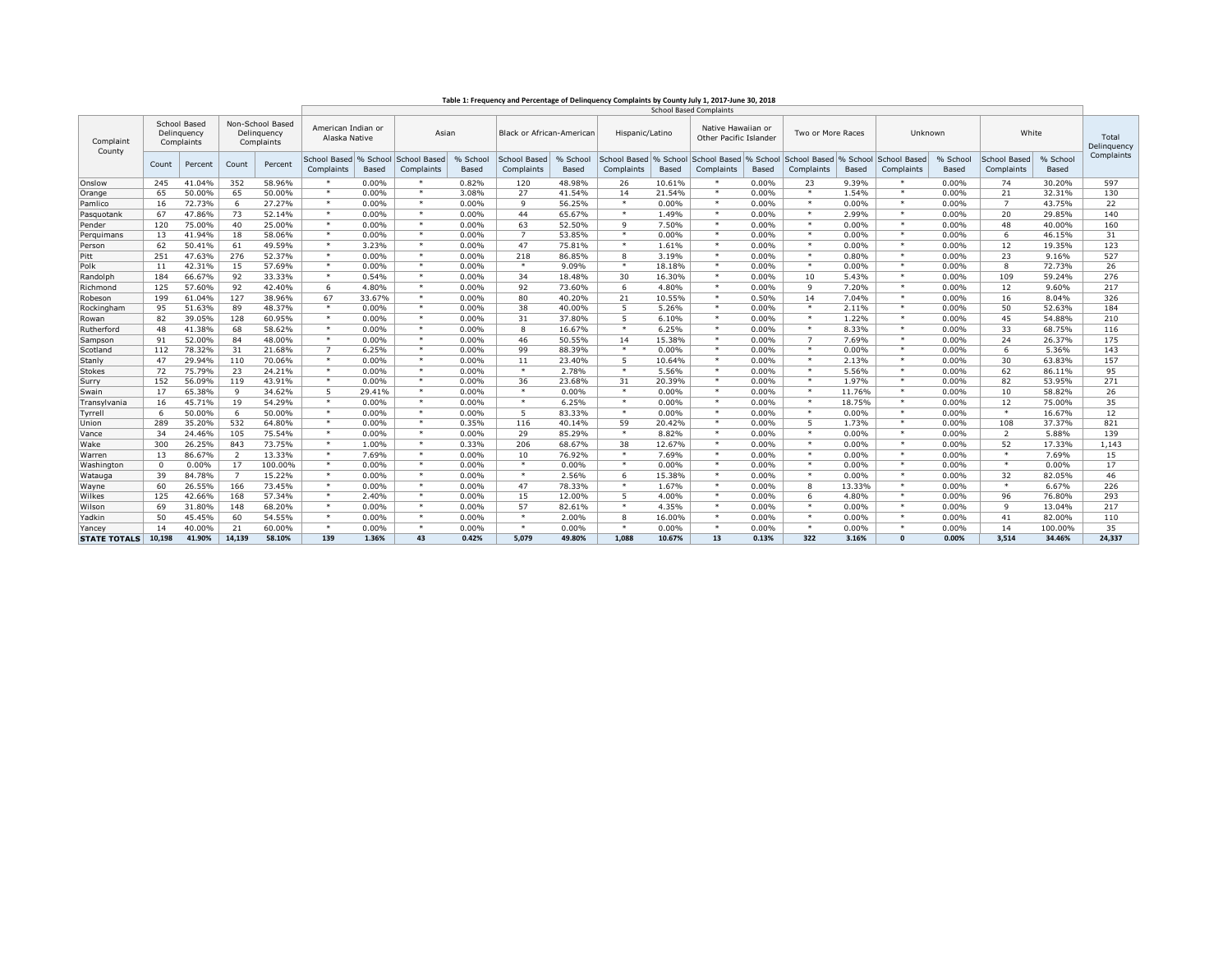**Table 1: Frequency and Percentage of Delinquency Complaints by County July 1, 2017-June 30, 2018**

| Complaint County | School Based Delinquency Complaints | | Non-School Based Delinquency Complaints | | School Based Complaints | | | | | | | | | | | | | | | | Total Delinquency Complaints |
|---|---|---|---|---|---|---|---|---|---|---|---|---|---|---|---|---|---|---|---|---|---|
| | | | | | American Indian or Alaska Native | | Asian | | Black or African-American | | Hispanic/Latino | | Native Hawaiian or Other Pacific Islander | | Two or More Races | | Unknown | | White | | |
| | Count | Percent | Count | Percent | School Based Complaints | % School Based | School Based Complaints | % School Based | School Based Complaints | % School Based | School Based Complaints | % School Based | School Based Complaints | % School Based | School Based Complaints | % School Based | School Based Complaints | % School Based | School Based Complaints | % School Based | |
| Onslow | 245 | 41.04% | 352 | 58.96% | * | 0.00% | * | 0.82% | 120 | 48.98% | 26 | 10.61% | * | 0.00% | 23 | 9.39% | * | 0.00% | 74 | 30.20% | 597 |
| Orange | 65 | 50.00% | 65 | 50.00% | * | 0.00% | * | 3.08% | 27 | 41.54% | 14 | 21.54% | * | 0.00% | * | 1.54% | * | 0.00% | 21 | 32.31% | 130 |
| Pamlico | 16 | 72.73% | 6 | 27.27% | * | 0.00% | * | 0.00% | 9 | 56.25% | * | 0.00% | * | 0.00% | * | 0.00% | * | 0.00% | 7 | 43.75% | 22 |
| Pasquotank | 67 | 47.86% | 73 | 52.14% | * | 0.00% | * | 0.00% | 44 | 65.67% | * | 1.49% | * | 0.00% | * | 2.99% | * | 0.00% | 20 | 29.85% | 140 |
| Pender | 120 | 75.00% | 40 | 25.00% | * | 0.00% | * | 0.00% | 63 | 52.50% | 9 | 7.50% | * | 0.00% | * | 0.00% | * | 0.00% | 48 | 40.00% | 160 |
| Perquimans | 13 | 41.94% | 18 | 58.06% | * | 0.00% | * | 0.00% | 7 | 53.85% | * | 0.00% | * | 0.00% | * | 0.00% | * | 0.00% | 6 | 46.15% | 31 |
| Person | 62 | 50.41% | 61 | 49.59% | * | 3.23% | * | 0.00% | 47 | 75.81% | * | 1.61% | * | 0.00% | * | 0.00% | * | 0.00% | 12 | 19.35% | 123 |
| Pitt | 251 | 47.63% | 276 | 52.37% | * | 0.00% | * | 0.00% | 218 | 86.85% | 8 | 3.19% | * | 0.00% | * | 0.80% | * | 0.00% | 23 | 9.16% | 527 |
| Polk | 11 | 42.31% | 15 | 57.69% | * | 0.00% | * | 0.00% | * | 9.09% | * | 18.18% | * | 0.00% | * | 0.00% | * | 0.00% | 8 | 72.73% | 26 |
| Randolph | 184 | 66.67% | 92 | 33.33% | * | 0.54% | * | 0.00% | 34 | 18.48% | 30 | 16.30% | * | 0.00% | 10 | 5.43% | * | 0.00% | 109 | 59.24% | 276 |
| Richmond | 125 | 57.60% | 92 | 42.40% | 6 | 4.80% | * | 0.00% | 92 | 73.60% | 6 | 4.80% | * | 0.00% | 9 | 7.20% | * | 0.00% | 12 | 9.60% | 217 |
| Robeson | 199 | 61.04% | 127 | 38.96% | 67 | 33.67% | * | 0.00% | 80 | 40.20% | 21 | 10.55% | * | 0.50% | 14 | 7.04% | * | 0.00% | 16 | 8.04% | 326 |
| Rockingham | 95 | 51.63% | 89 | 48.37% | * | 0.00% | * | 0.00% | 38 | 40.00% | 5 | 5.26% | * | 0.00% | * | 2.11% | * | 0.00% | 50 | 52.63% | 184 |
| Rowan | 82 | 39.05% | 128 | 60.95% | * | 0.00% | * | 0.00% | 31 | 37.80% | 5 | 6.10% | * | 0.00% | * | 1.22% | * | 0.00% | 45 | 54.88% | 210 |
| Rutherford | 48 | 41.38% | 68 | 58.62% | * | 0.00% | * | 0.00% | 8 | 16.67% | * | 6.25% | * | 0.00% | * | 8.33% | * | 0.00% | 33 | 68.75% | 116 |
| Sampson | 91 | 52.00% | 84 | 48.00% | * | 0.00% | * | 0.00% | 46 | 50.55% | 14 | 15.38% | * | 0.00% | 7 | 7.69% | * | 0.00% | 24 | 26.37% | 175 |
| Scotland | 112 | 78.32% | 31 | 21.68% | 7 | 6.25% | * | 0.00% | 99 | 88.39% | * | 0.00% | * | 0.00% | * | 0.00% | * | 0.00% | 6 | 5.36% | 143 |
| Stanly | 47 | 29.94% | 110 | 70.06% | * | 0.00% | * | 0.00% | 11 | 23.40% | 5 | 10.64% | * | 0.00% | * | 2.13% | * | 0.00% | 30 | 63.83% | 157 |
| Stokes | 72 | 75.79% | 23 | 24.21% | * | 0.00% | * | 0.00% | * | 2.78% | * | 5.56% | * | 0.00% | * | 5.56% | * | 0.00% | 62 | 86.11% | 95 |
| Surry | 152 | 56.09% | 119 | 43.91% | * | 0.00% | * | 0.00% | 36 | 23.68% | 31 | 20.39% | * | 0.00% | * | 1.97% | * | 0.00% | 82 | 53.95% | 271 |
| Swain | 17 | 65.38% | 9 | 34.62% | 5 | 29.41% | * | 0.00% | * | 0.00% | * | 0.00% | * | 0.00% | * | 11.76% | * | 0.00% | 10 | 58.82% | 26 |
| Transylvania | 16 | 45.71% | 19 | 54.29% | * | 0.00% | * | 0.00% | * | 6.25% | * | 0.00% | * | 0.00% | * | 18.75% | * | 0.00% | 12 | 75.00% | 35 |
| Tyrrell | 6 | 50.00% | 6 | 50.00% | * | 0.00% | * | 0.00% | 5 | 83.33% | * | 0.00% | * | 0.00% | * | 0.00% | * | 0.00% | * | 16.67% | 12 |
| Union | 289 | 35.20% | 532 | 64.80% | * | 0.00% | * | 0.35% | 116 | 40.14% | 59 | 20.42% | * | 0.00% | 5 | 1.73% | * | 0.00% | 108 | 37.37% | 821 |
| Vance | 34 | 24.46% | 105 | 75.54% | * | 0.00% | * | 0.00% | 29 | 85.29% | * | 8.82% | * | 0.00% | * | 0.00% | * | 0.00% | 2 | 5.88% | 139 |
| Wake | 300 | 26.25% | 843 | 73.75% | * | 1.00% | * | 0.33% | 206 | 68.67% | 38 | 12.67% | * | 0.00% | * | 0.00% | * | 0.00% | 52 | 17.33% | 1,143 |
| Warren | 13 | 86.67% | 2 | 13.33% | * | 7.69% | * | 0.00% | 10 | 76.92% | * | 7.69% | * | 0.00% | * | 0.00% | * | 0.00% | * | 7.69% | 15 |
| Washington | 0 | 0.00% | 17 | 100.00% | * | 0.00% | * | 0.00% | * | 0.00% | * | 0.00% | * | 0.00% | * | 0.00% | * | 0.00% | * | 0.00% | 17 |
| Watauga | 39 | 84.78% | 7 | 15.22% | * | 0.00% | * | 0.00% | * | 2.56% | 6 | 15.38% | * | 0.00% | * | 0.00% | * | 0.00% | 32 | 82.05% | 46 |
| Wayne | 60 | 26.55% | 166 | 73.45% | * | 0.00% | * | 0.00% | 47 | 78.33% | * | 1.67% | * | 0.00% | 8 | 13.33% | * | 0.00% | * | 6.67% | 226 |
| Wilkes | 125 | 42.66% | 168 | 57.34% | * | 2.40% | * | 0.00% | 15 | 12.00% | 5 | 4.00% | * | 0.00% | 6 | 4.80% | * | 0.00% | 96 | 76.80% | 293 |
| Wilson | 69 | 31.80% | 148 | 68.20% | * | 0.00% | * | 0.00% | 57 | 82.61% | * | 4.35% | * | 0.00% | * | 0.00% | * | 0.00% | 9 | 13.04% | 217 |
| Yadkin | 50 | 45.45% | 60 | 54.55% | * | 0.00% | * | 0.00% | * | 2.00% | 8 | 16.00% | * | 0.00% | * | 0.00% | * | 0.00% | 41 | 82.00% | 110 |
| Yancey | 14 | 40.00% | 21 | 60.00% | * | 0.00% | * | 0.00% | * | 0.00% | * | 0.00% | * | 0.00% | * | 0.00% | * | 0.00% | 14 | 100.00% | 35 |
| **STATE TOTALS** | **10,198** | **41.90%** | **14,139** | **58.10%** | **139** | **1.36%** | **43** | **0.42%** | **5,079** | **49.80%** | **1,088** | **10.67%** | **13** | **0.13%** | **322** | **3.16%** | **0** | **0.00%** | **3,514** | **34.46%** | **24,337** |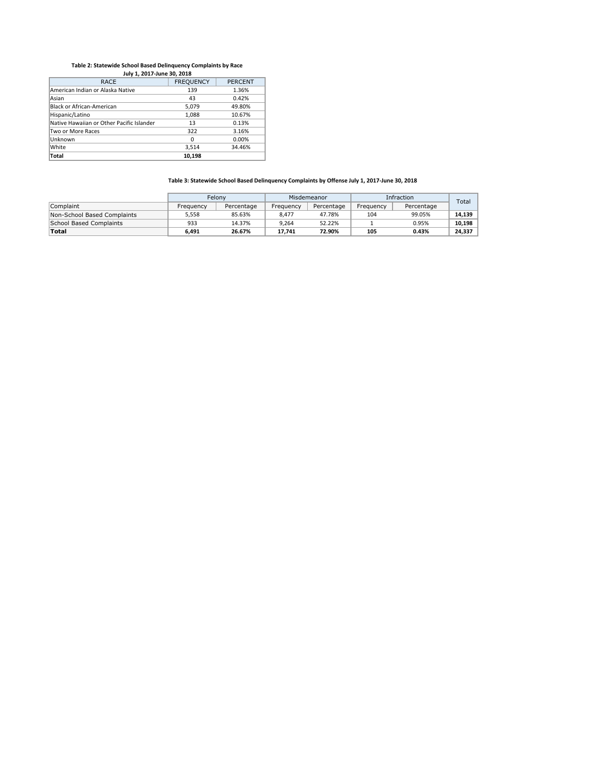**Table 2: Statewide School Based Delinquency Complaints by Race**
**July 1, 2017-June 30, 2018**

| RACE | FREQUENCY | PERCENT |
|---|---|---|
| American Indian or Alaska Native | 139 | 1.36% |
| Asian | 43 | 0.42% |
| Black or African-American | 5,079 | 49.80% |
| Hispanic/Latino | 1,088 | 10.67% |
| Native Hawaiian or Other Pacific Islander | 13 | 0.13% |
| Two or More Races | 322 | 3.16% |
| Unknown | 0 | 0.00% |
| White | 3,514 | 34.46% |
| **Total** | **10,198** | |

**Table 3: Statewide School Based Delinquency Complaints by Offense July 1, 2017-June 30, 2018**

| | Felony | | Misdemeanor | | Infraction | | Total |
|---|---|---|---|---|---|---|---|
| Complaint | Frequency | Percentage | Frequency | Percentage | Frequency | Percentage | |
| Non-School Based Complaints | 5,558 | 85.63% | 8,477 | 47.78% | 104 | 99.05% | **14,139** |
| School Based Complaints | 933 | 14.37% | 9,264 | 52.22% | 1 | 0.95% | **10,198** |
| **Total** | **6,491** | **26.67%** | **17,741** | **72.90%** | **105** | **0.43%** | **24,337** |